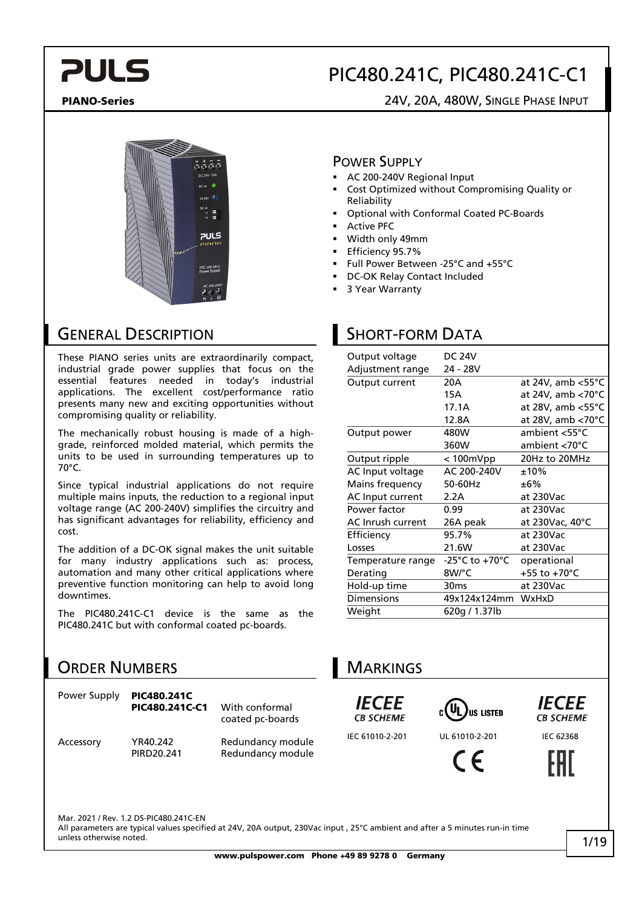# PIC480.241C, PIC480.241C-C1

**PIANO-Series**

24V, 20A, 480W, Single Phase Input

## Power Supply

- AC 200-240V Regional Input
- Cost Optimized without Compromising Quality or Reliability
- Optional with Conformal Coated PC-Boards
- Active PFC
- Width only 49mm
- Efficiency 95.7%
- Full Power Between -25°C and +55°C
- DC-OK Relay Contact Included
- 3 Year Warranty

## General Description

These PIANO series units are extraordinarily compact, industrial grade power supplies that focus on the essential features needed in today's industrial applications. The excellent cost/performance ratio presents many new and exciting opportunities without compromising quality or reliability.

The mechanically robust housing is made of a high-grade, reinforced molded material, which permits the units to be used in surrounding temperatures up to 70°C.

Since typical industrial applications do not require multiple mains inputs, the reduction to a regional input voltage range (AC 200-240V) simplifies the circuitry and has significant advantages for reliability, efficiency and cost.

The addition of a DC-OK signal makes the unit suitable for many industry applications such as: process, automation and many other critical applications where preventive function monitoring can help to avoid long downtimes.

The PIC480.241C-C1 device is the same as the PIC480.241C but with conformal coated pc-boards.

## Short-form Data

| | | |
|---|---|---|
| Output voltage | DC 24V | |
| Adjustment range | 24 - 28V | |
| Output current | 20A | at 24V, amb <55°C |
| | 15A | at 24V, amb <70°C |
| | 17.1A | at 28V, amb <55°C |
| | 12.8A | at 28V, amb <70°C |
| Output power | 480W | ambient <55°C |
| | 360W | ambient <70°C |
| Output ripple | < 100mVpp | 20Hz to 20MHz |
| AC Input voltage | AC 200-240V | ±10% |
| Mains frequency | 50-60Hz | ±6% |
| AC Input current | 2.2A | at 230Vac |
| Power factor | 0.99 | at 230Vac |
| AC Inrush current | 26A peak | at 230Vac, 40°C |
| Efficiency | 95.7% | at 230Vac |
| Losses | 21.6W | at 230Vac |
| Temperature range | -25°C to +70°C | operational |
| Derating | 8W/°C | +55 to +70°C |
| Hold-up time | 30ms | at 230Vac |
| Dimensions | 49x124x124mm | WxHxD |
| Weight | 620g / 1.37lb | |

## Order Numbers

| | | |
|---|---|---|
| Power Supply | **PIC480.241C** | |
| | **PIC480.241C-C1** | With conformal coated pc-boards |
| Accessory | YR40.242 | Redundancy module |
| | PIRD20.241 | Redundancy module |

## Markings

IECEE CB SCHEME — IEC 61010-2-201

cULus LISTED — UL 61010-2-201

IECEE CB SCHEME — IEC 62368

CE

EAC

Mar. 2021 / Rev. 1.2 DS-PIC480.241C-EN

All parameters are typical values specified at 24V, 20A output, 230Vac input , 25°C ambient and after a 5 minutes run-in time unless otherwise noted.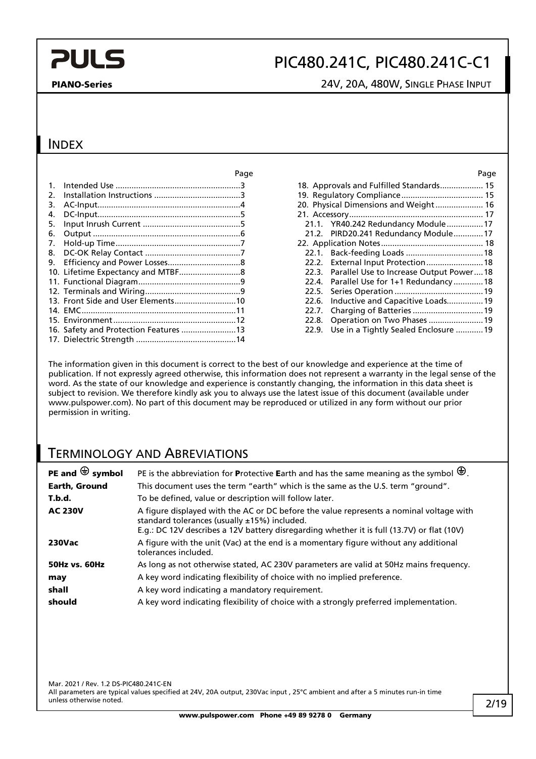# INDEX

| | Page |
|---|---|
| 1. Intended Use | 3 |
| 2. Installation Instructions | 3 |
| 3. AC-Input | 4 |
| 4. DC-Input | 5 |
| 5. Input Inrush Current | 5 |
| 6. Output | 6 |
| 7. Hold-up Time | 7 |
| 8. DC-OK Relay Contact | 7 |
| 9. Efficiency and Power Losses | 8 |
| 10. Lifetime Expectancy and MTBF | 8 |
| 11. Functional Diagram | 9 |
| 12. Terminals and Wiring | 9 |
| 13. Front Side and User Elements | 10 |
| 14. EMC | 11 |
| 15. Environment | 12 |
| 16. Safety and Protection Features | 13 |
| 17. Dielectric Strength | 14 |
| 18. Approvals and Fulfilled Standards | 15 |
| 19. Regulatory Compliance | 15 |
| 20. Physical Dimensions and Weight | 16 |
| 21. Accessory | 17 |
| 21.1. YR40.242 Redundancy Module | 17 |
| 21.2. PIRD20.241 Redundancy Module | 17 |
| 22. Application Notes | 18 |
| 22.1. Back-feeding Loads | 18 |
| 22.2. External Input Protection | 18 |
| 22.3. Parallel Use to Increase Output Power | 18 |
| 22.4. Parallel Use for 1+1 Redundancy | 18 |
| 22.5. Series Operation | 19 |
| 22.6. Inductive and Capacitive Loads | 19 |
| 22.7. Charging of Batteries | 19 |
| 22.8. Operation on Two Phases | 19 |
| 22.9. Use in a Tightly Sealed Enclosure | 19 |

The information given in this document is correct to the best of our knowledge and experience at the time of publication. If not expressly agreed otherwise, this information does not represent a warranty in the legal sense of the word. As the state of our knowledge and experience is constantly changing, the information in this data sheet is subject to revision. We therefore kindly ask you to always use the latest issue of this document (available under www.pulspower.com). No part of this document may be reproduced or utilized in any form without our prior permission in writing.

# TERMINOLOGY AND ABREVIATIONS

| | |
|---|---|
| **PE and ⏚ symbol** | PE is the abbreviation for **P**rotective **E**arth and has the same meaning as the symbol ⏚. |
| **Earth, Ground** | This document uses the term "earth" which is the same as the U.S. term "ground". |
| **T.b.d.** | To be defined, value or description will follow later. |
| **AC 230V** | A figure displayed with the AC or DC before the value represents a nominal voltage with standard tolerances (usually ±15%) included.<br>E.g.: DC 12V describes a 12V battery disregarding whether it is full (13.7V) or flat (10V) |
| **230Vac** | A figure with the unit (Vac) at the end is a momentary figure without any additional tolerances included. |
| **50Hz vs. 60Hz** | As long as not otherwise stated, AC 230V parameters are valid at 50Hz mains frequency. |
| **may** | A key word indicating flexibility of choice with no implied preference. |
| **shall** | A key word indicating a mandatory requirement. |
| **should** | A key word indicating flexibility of choice with a strongly preferred implementation. |

Mar. 2021 / Rev. 1.2 DS-PIC480.241C-EN
All parameters are typical values specified at 24V, 20A output, 230Vac input , 25°C ambient and after a 5 minutes run-in time unless otherwise noted.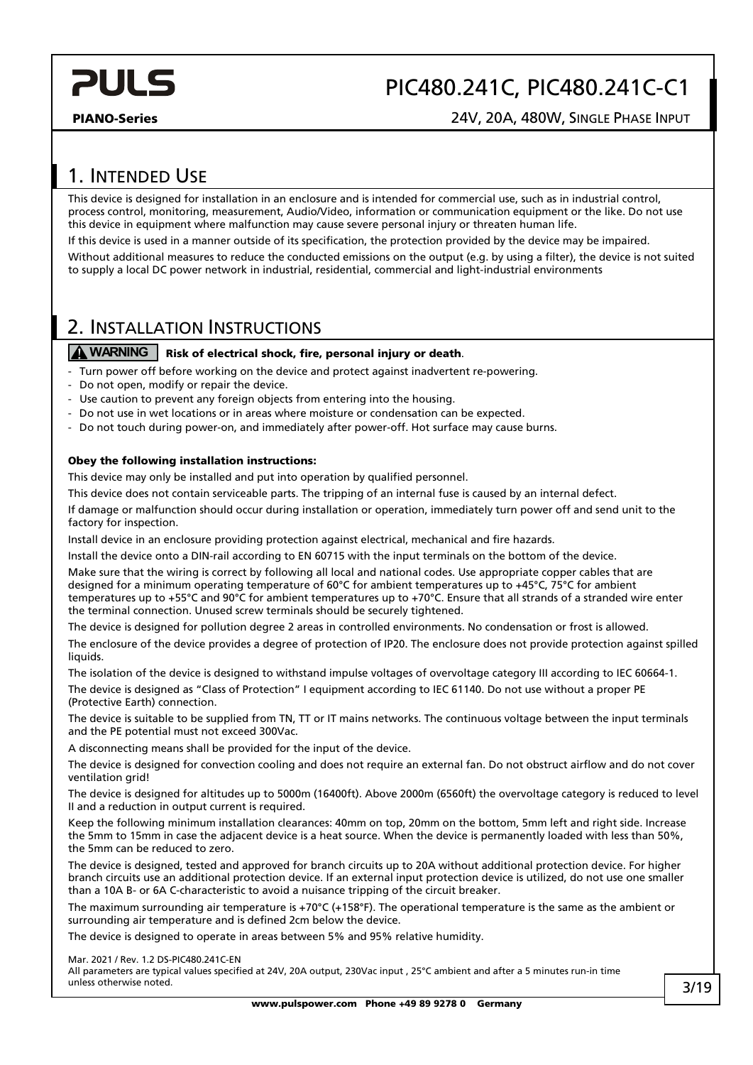## 1. Intended Use

This device is designed for installation in an enclosure and is intended for commercial use, such as in industrial control, process control, monitoring, measurement, Audio/Video, information or communication equipment or the like. Do not use this device in equipment where malfunction may cause severe personal injury or threaten human life.

If this device is used in a manner outside of its specification, the protection provided by the device may be impaired.

Without additional measures to reduce the conducted emissions on the output (e.g. by using a filter), the device is not suited to supply a local DC power network in industrial, residential, commercial and light-industrial environments

## 2. Installation Instructions

**⚠ WARNING** **Risk of electrical shock, fire, personal injury or death**.

- Turn power off before working on the device and protect against inadvertent re-powering.
- Do not open, modify or repair the device.
- Use caution to prevent any foreign objects from entering into the housing.
- Do not use in wet locations or in areas where moisture or condensation can be expected.
- Do not touch during power-on, and immediately after power-off. Hot surface may cause burns.

**Obey the following installation instructions:**

This device may only be installed and put into operation by qualified personnel.

This device does not contain serviceable parts. The tripping of an internal fuse is caused by an internal defect.

If damage or malfunction should occur during installation or operation, immediately turn power off and send unit to the factory for inspection.

Install device in an enclosure providing protection against electrical, mechanical and fire hazards.

Install the device onto a DIN-rail according to EN 60715 with the input terminals on the bottom of the device.

Make sure that the wiring is correct by following all local and national codes. Use appropriate copper cables that are designed for a minimum operating temperature of 60°C for ambient temperatures up to +45°C, 75°C for ambient temperatures up to +55°C and 90°C for ambient temperatures up to +70°C. Ensure that all strands of a stranded wire enter the terminal connection. Unused screw terminals should be securely tightened.

The device is designed for pollution degree 2 areas in controlled environments. No condensation or frost is allowed.

The enclosure of the device provides a degree of protection of IP20. The enclosure does not provide protection against spilled liquids.

The isolation of the device is designed to withstand impulse voltages of overvoltage category III according to IEC 60664-1.

The device is designed as "Class of Protection" I equipment according to IEC 61140. Do not use without a proper PE (Protective Earth) connection.

The device is suitable to be supplied from TN, TT or IT mains networks. The continuous voltage between the input terminals and the PE potential must not exceed 300Vac.

A disconnecting means shall be provided for the input of the device.

The device is designed for convection cooling and does not require an external fan. Do not obstruct airflow and do not cover ventilation grid!

The device is designed for altitudes up to 5000m (16400ft). Above 2000m (6560ft) the overvoltage category is reduced to level II and a reduction in output current is required.

Keep the following minimum installation clearances: 40mm on top, 20mm on the bottom, 5mm left and right side. Increase the 5mm to 15mm in case the adjacent device is a heat source. When the device is permanently loaded with less than 50%, the 5mm can be reduced to zero.

The device is designed, tested and approved for branch circuits up to 20A without additional protection device. For higher branch circuits use an additional protection device. If an external input protection device is utilized, do not use one smaller than a 10A B- or 6A C-characteristic to avoid a nuisance tripping of the circuit breaker.

The maximum surrounding air temperature is +70°C (+158°F). The operational temperature is the same as the ambient or surrounding air temperature and is defined 2cm below the device.

The device is designed to operate in areas between 5% and 95% relative humidity.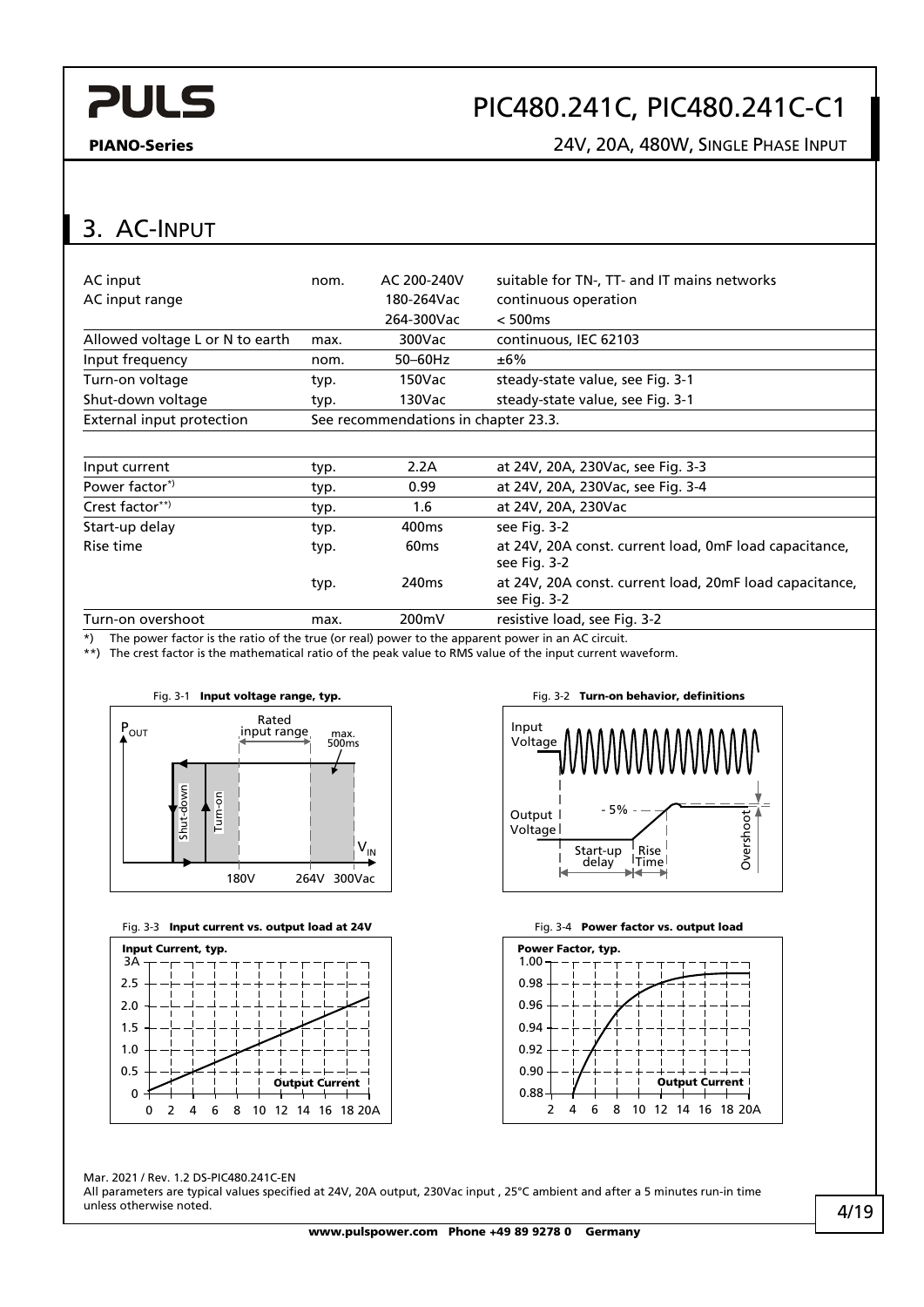## 3. AC-Input

| | | | |
|---|---|---|---|
| AC input | nom. | AC 200-240V | suitable for TN-, TT- and IT mains networks |
| AC input range | | 180-264Vac | continuous operation |
| | | 264-300Vac | < 500ms |
| Allowed voltage L or N to earth | max. | 300Vac | continuous, IEC 62103 |
| Input frequency | nom. | 50–60Hz | ±6% |
| Turn-on voltage | typ. | 150Vac | steady-state value, see Fig. 3-1 |
| Shut-down voltage | typ. | 130Vac | steady-state value, see Fig. 3-1 |
| External input protection | See recommendations in chapter 23.3. | | |

| | | | |
|---|---|---|---|
| Input current | typ. | 2.2A | at 24V, 20A, 230Vac, see Fig. 3-3 |
| Power factor*) | typ. | 0.99 | at 24V, 20A, 230Vac, see Fig. 3-4 |
| Crest factor**) | typ. | 1.6 | at 24V, 20A, 230Vac |
| Start-up delay | typ. | 400ms | see Fig. 3-2 |
| Rise time | typ. | 60ms | at 24V, 20A const. current load, 0mF load capacitance, see Fig. 3-2 |
| | typ. | 240ms | at 24V, 20A const. current load, 20mF load capacitance, see Fig. 3-2 |
| Turn-on overshoot | max. | 200mV | resistive load, see Fig. 3-2 |

*) The power factor is the ratio of the true (or real) power to the apparent power in an AC circuit.

**) The crest factor is the mathematical ratio of the peak value to RMS value of the input current waveform.

Fig. 3-1 **Input voltage range, typ.**

$P_{OUT}$
Rated input range
max. 500ms
Shut-down
Turn-on
$V_{IN}$
180V 264V 300Vac

Fig. 3-2 **Turn-on behavior, definitions**

Input Voltage
Output Voltage
- 5%
Start-up delay
Rise Time
Overshoot

Fig. 3-3 **Input current vs. output load at 24V**

Input Current, typ.
3A 2.5 2.0 1.5 1.0 0.5 0
Output Current
0 2 4 6 8 10 12 14 16 18 20A

Fig. 3-4 **Power factor vs. output load**

Power Factor, typ.
1.00 0.98 0.96 0.94 0.92 0.90 0.88
Output Current
2 4 6 8 10 12 14 16 18 20A

Mar. 2021 / Rev. 1.2 DS-PIC480.241C-EN

All parameters are typical values specified at 24V, 20A output, 230Vac input , 25°C ambient and after a 5 minutes run-in time unless otherwise noted.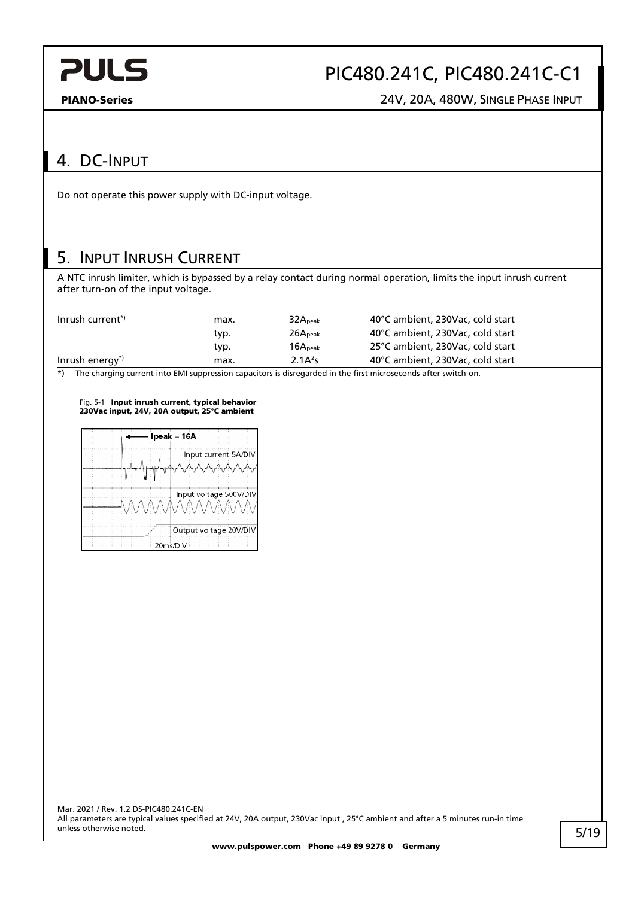## 4. DC-INPUT

Do not operate this power supply with DC-input voltage.

## 5. INPUT INRUSH CURRENT

A NTC inrush limiter, which is bypassed by a relay contact during normal operation, limits the input inrush current after turn-on of the input voltage.

| | | | |
|---|---|---|---|
| Inrush current*) | max. | $32A_{peak}$ | 40°C ambient, 230Vac, cold start |
| | typ. | $26A_{peak}$ | 40°C ambient, 230Vac, cold start |
| | typ. | $16A_{peak}$ | 25°C ambient, 230Vac, cold start |
| Inrush energy*) | max. | $2.1A^2s$ | 40°C ambient, 230Vac, cold start |

*) The charging current into EMI suppression capacitors is disregarded in the first microseconds after switch-on.

Fig. 5-1 **Input inrush current, typical behavior 230Vac input, 24V, 20A output, 25°C ambient**

Ipeak = 16A
Input current 5A/DIV
Input voltage 500V/DIV
Output voltage 20V/DIV
20ms/DIV

Mar. 2021 / Rev. 1.2 DS-PIC480.241C-EN
All parameters are typical values specified at 24V, 20A output, 230Vac input , 25°C ambient and after a 5 minutes run-in time unless otherwise noted.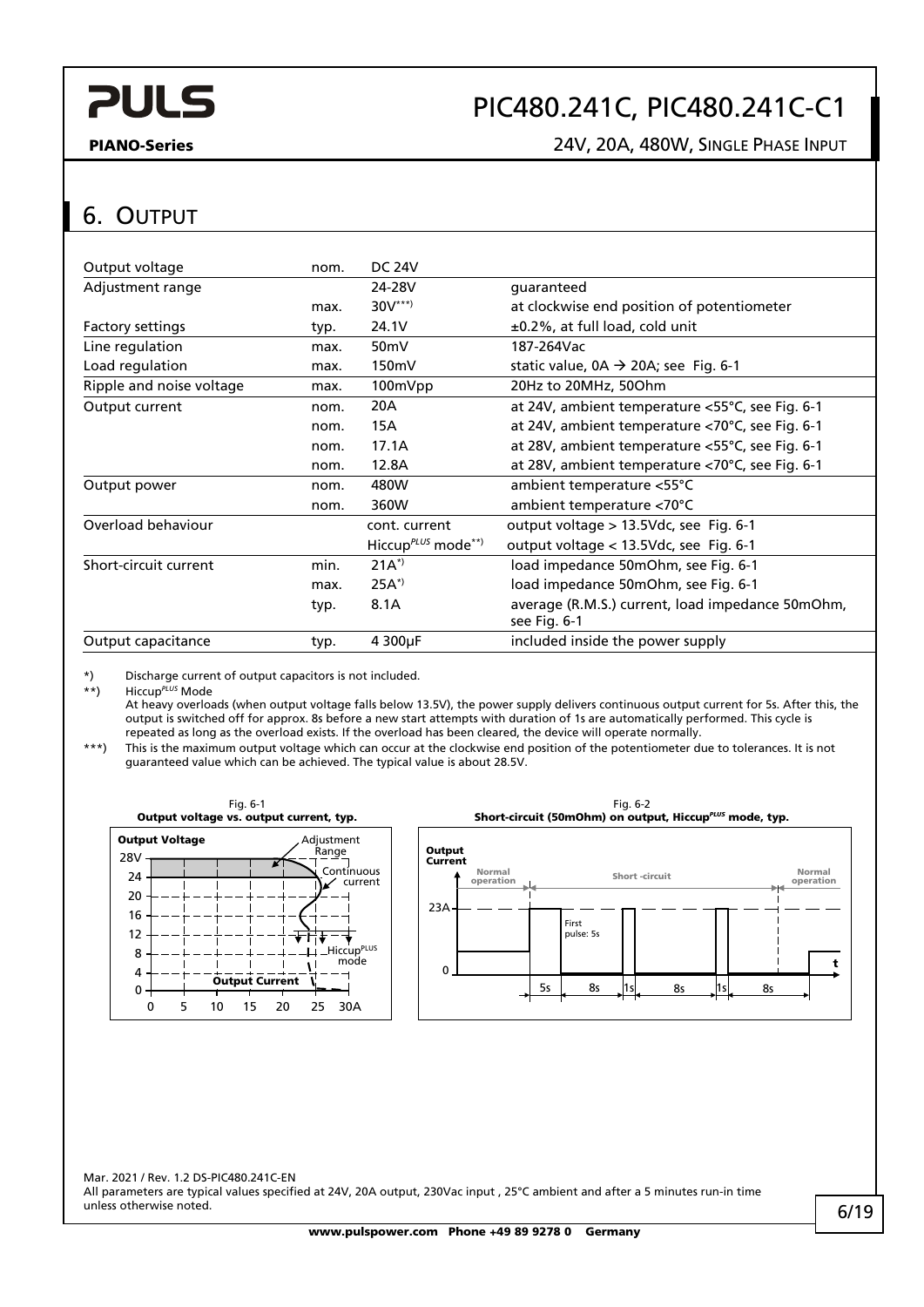## 6. Output

| | | | |
|---|---|---|---|
| Output voltage | nom. | DC 24V | |
| Adjustment range | | 24-28V | guaranteed |
| | max. | 30V***) | at clockwise end position of potentiometer |
| Factory settings | typ. | 24.1V | ±0.2%, at full load, cold unit |
| Line regulation | max. | 50mV | 187-264Vac |
| Load regulation | max. | 150mV | static value, 0A → 20A; see Fig. 6-1 |
| Ripple and noise voltage | max. | 100mVpp | 20Hz to 20MHz, 50Ohm |
| Output current | nom. | 20A | at 24V, ambient temperature <55°C, see Fig. 6-1 |
| | nom. | 15A | at 24V, ambient temperature <70°C, see Fig. 6-1 |
| | nom. | 17.1A | at 28V, ambient temperature <55°C, see Fig. 6-1 |
| | nom. | 12.8A | at 28V, ambient temperature <70°C, see Fig. 6-1 |
| Output power | nom. | 480W | ambient temperature <55°C |
| | nom. | 360W | ambient temperature <70°C |
| Overload behaviour | | cont. current | output voltage > 13.5Vdc, see Fig. 6-1 |
| | | Hiccup*PLUS* mode**) | output voltage < 13.5Vdc, see Fig. 6-1 |
| Short-circuit current | min. | 21A*) | load impedance 50mOhm, see Fig. 6-1 |
| | max. | 25A*) | load impedance 50mOhm, see Fig. 6-1 |
| | typ. | 8.1A | average (R.M.S.) current, load impedance 50mOhm, see Fig. 6-1 |
| Output capacitance | typ. | 4 300µF | included inside the power supply |

*) Discharge current of output capacitors is not included.

**) Hiccup*PLUS* Mode
At heavy overloads (when output voltage falls below 13.5V), the power supply delivers continuous output current for 5s. After this, the output is switched off for approx. 8s before a new start attempts with duration of 1s are automatically performed. This cycle is repeated as long as the overload exists. If the overload has been cleared, the device will operate normally.

***) This is the maximum output voltage which can occur at the clockwise end position of the potentiometer due to tolerances. It is not guaranteed value which can be achieved. The typical value is about 28.5V.

Fig. 6-1
**Output voltage vs. output current, typ.**

Output Voltage
Adjustment Range
Continuous current
Hiccup[PLUS] mode
Output Current
28V, 24, 20, 16, 12, 8, 4, 0
0, 5, 10, 15, 20, 25, 30A

Fig. 6-2
**Short-circuit (50mOhm) on output, Hiccup*PLUS* mode, typ.**

Output Current
Normal operation
Short -circuit
Normal operation
23A
0
First pulse: 5s
t
5s, 8s, 1s, 8s, 1s, 8s

Mar. 2021 / Rev. 1.2 DS-PIC480.241C-EN
All parameters are typical values specified at 24V, 20A output, 230Vac input , 25°C ambient and after a 5 minutes run-in time unless otherwise noted.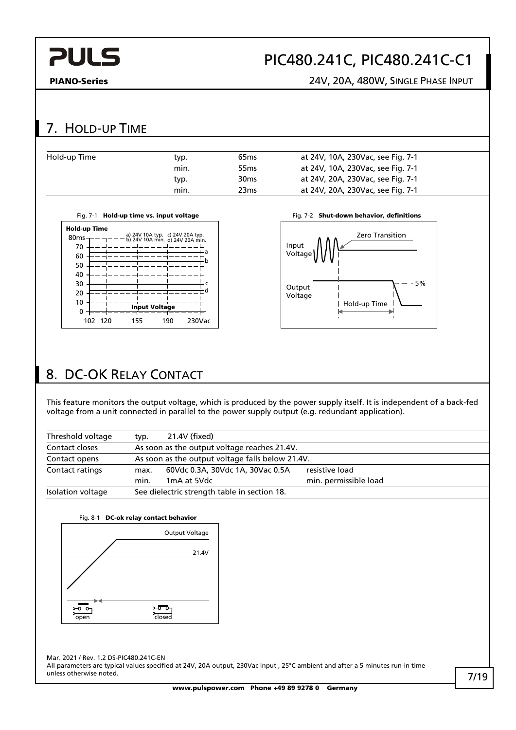## 7. Hold-up Time

| | | | |
|---|---|---|---|
| Hold-up Time | typ. | 65ms | at 24V, 10A, 230Vac, see Fig. 7-1 |
| | min. | 55ms | at 24V, 10A, 230Vac, see Fig. 7-1 |
| | typ. | 30ms | at 24V, 20A, 230Vac, see Fig. 7-1 |
| | min. | 23ms | at 24V, 20A, 230Vac, see Fig. 7-1 |

Fig. 7-1 **Hold-up time vs. input voltage**

Hold-up Time
80ms
70
60
50
40
30
20
10
0
a) 24V 10A typ.
b) 24V 10A min.
c) 24V 20A typ.
d) 24V 20A min.
a
b
c
d
Input Voltage
102 120 155 190 230Vac

Fig. 7-2 **Shut-down behavior, definitions**

Zero Transition
Input Voltage
Output Voltage
- 5%
Hold-up Time

## 8. DC-OK Relay Contact

This feature monitors the output voltage, which is produced by the power supply itself. It is independent of a back-fed voltage from a unit connected in parallel to the power supply output (e.g. redundant application).

| | | | |
|---|---|---|---|
| Threshold voltage | typ. | 21.4V (fixed) | |
| Contact closes | As soon as the output voltage reaches 21.4V. | | |
| Contact opens | As soon as the output voltage falls below 21.4V. | | |
| Contact ratings | max. | 60Vdc 0.3A, 30Vdc 1A, 30Vac 0.5A | resistive load |
| | min. | 1mA at 5Vdc | min. permissible load |
| Isolation voltage | See dielectric strength table in section 18. | | |

Fig. 8-1 **DC-ok relay contact behavior**

Output Voltage
21.4V
open
closed

Mar. 2021 / Rev. 1.2 DS-PIC480.241C-EN
All parameters are typical values specified at 24V, 20A output, 230Vac input , 25°C ambient and after a 5 minutes run-in time unless otherwise noted.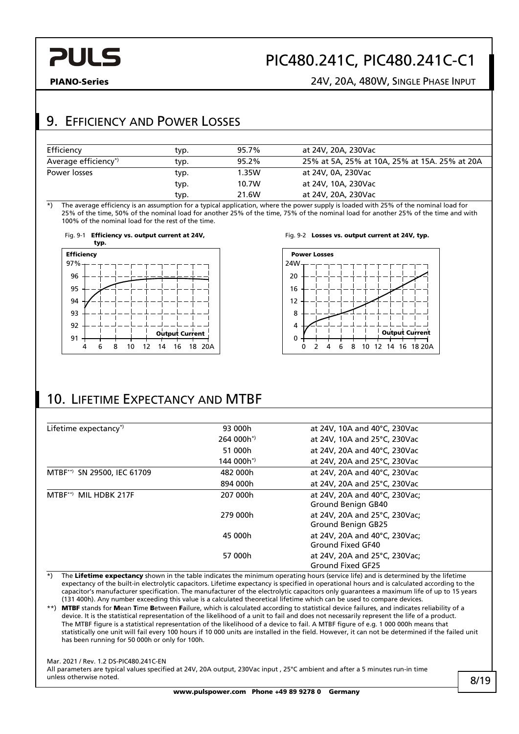## 9. Efficiency and Power Losses

| | | | |
|---|---|---|---|
| Efficiency | typ. | 95.7% | at 24V, 20A, 230Vac |
| Average efficiency*) | typ. | 95.2% | 25% at 5A, 25% at 10A, 25% at 15A. 25% at 20A |
| Power losses | typ. | 1.35W | at 24V, 0A, 230Vac |
| | typ. | 10.7W | at 24V, 10A, 230Vac |
| | typ. | 21.6W | at 24V, 20A, 230Vac |

*) The average efficiency is an assumption for a typical application, where the power supply is loaded with 25% of the nominal load for 25% of the time, 50% of the nominal load for another 25% of the time, 75% of the nominal load for another 25% of the time and with 100% of the nominal load for the rest of the time.

Fig. 9-1 **Efficiency vs. output current at 24V, typ.**

Efficiency
97%
96
95
94
93
92
91
Output Current
4 6 8 10 12 14 16 18 20A

Fig. 9-2 **Losses vs. output current at 24V, typ.**

Power Losses
24W
20
16
12
8
4
0
Output Current
0 2 4 6 8 10 12 14 16 18 20A

## 10. Lifetime Expectancy and MTBF

| | | |
|---|---|---|
| Lifetime expectancy*) | 93 000h | at 24V, 10A and 40°C, 230Vac |
| | 264 000h*) | at 24V, 10A and 25°C, 230Vac |
| | 51 000h | at 24V, 20A and 40°C, 230Vac |
| | 144 000h*) | at 24V, 20A and 25°C, 230Vac |
| MTBF**) SN 29500, IEC 61709 | 482 000h | at 24V, 20A and 40°C, 230Vac |
| | 894 000h | at 24V, 20A and 25°C, 230Vac |
| MTBF**) MIL HDBK 217F | 207 000h | at 24V, 20A and 40°C, 230Vac; Ground Benign GB40 |
| | 279 000h | at 24V, 20A and 25°C, 230Vac; Ground Benign GB25 |
| | 45 000h | at 24V, 20A and 40°C, 230Vac; Ground Fixed GF40 |
| | 57 000h | at 24V, 20A and 25°C, 230Vac; Ground Fixed GF25 |

*) The **Lifetime expectancy** shown in the table indicates the minimum operating hours (service life) and is determined by the lifetime expectancy of the built-in electrolytic capacitors. Lifetime expectancy is specified in operational hours and is calculated according to the capacitor's manufacturer specification. The manufacturer of the electrolytic capacitors only guarantees a maximum life of up to 15 years (131 400h). Any number exceeding this value is a calculated theoretical lifetime which can be used to compare devices.

**) **MTBF** stands for **M**ean **T**ime **B**etween **F**ailure, which is calculated according to statistical device failures, and indicates reliability of a device. It is the statistical representation of the likelihood of a unit to fail and does not necessarily represent the life of a product. The MTBF figure is a statistical representation of the likelihood of a device to fail. A MTBF figure of e.g. 1 000 000h means that statistically one unit will fail every 100 hours if 10 000 units are installed in the field. However, it can not be determined if the failed unit has been running for 50 000h or only for 100h.

Mar. 2021 / Rev. 1.2 DS-PIC480.241C-EN

All parameters are typical values specified at 24V, 20A output, 230Vac input , 25°C ambient and after a 5 minutes run-in time unless otherwise noted.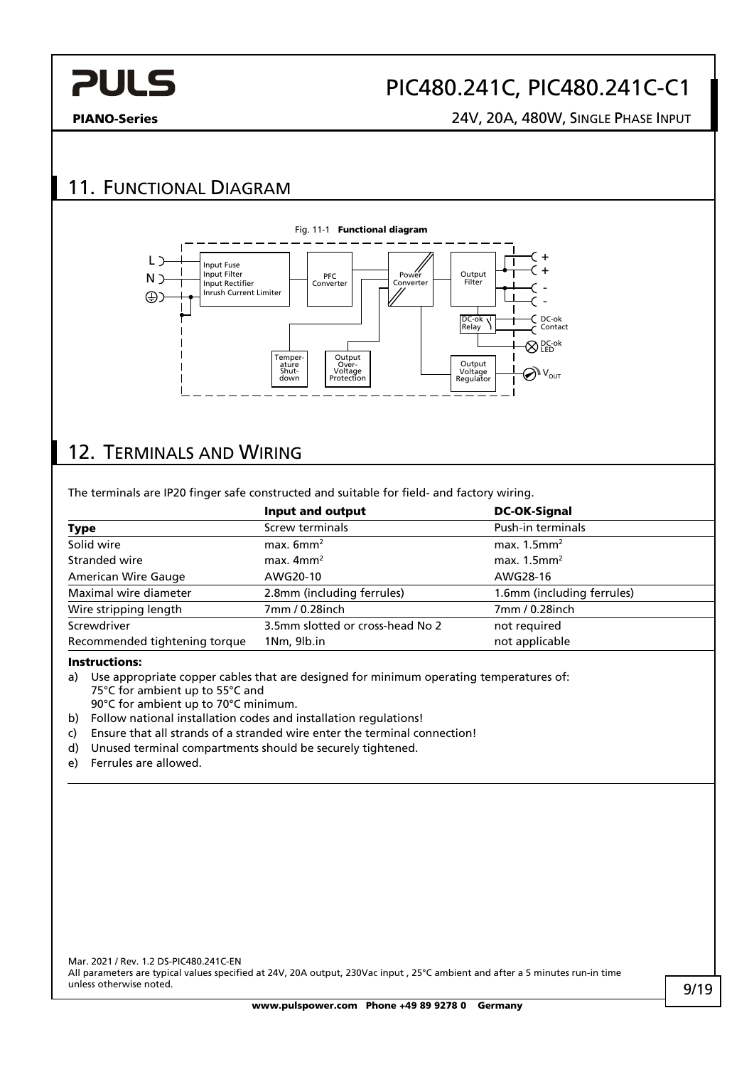## 11. Functional Diagram

Fig. 11-1 **Functional diagram**

L
N
Input Fuse
Input Filter
Input Rectifier
Inrush Current Limiter
PFC Converter
Power Converter
Output Filter
+
+
-
-
DC-ok Relay
DC-ok Contact
DC-ok LED
Temper-ature Shut-down
Output Over-Voltage Protection
Output Voltage Regulator
$V_{OUT}$

## 12. Terminals and Wiring

The terminals are IP20 finger safe constructed and suitable for field- and factory wiring.

| | **Input and output** | **DC-OK-Signal** |
|---|---|---|
| **Type** | Screw terminals | Push-in terminals |
| Solid wire | max. 6mm² | max. 1.5mm² |
| Stranded wire | max. 4mm² | max. 1.5mm² |
| American Wire Gauge | AWG20-10 | AWG28-16 |
| Maximal wire diameter | 2.8mm (including ferrules) | 1.6mm (including ferrules) |
| Wire stripping length | 7mm / 0.28inch | 7mm / 0.28inch |
| Screwdriver | 3.5mm slotted or cross-head No 2 | not required |
| Recommended tightening torque | 1Nm, 9lb.in | not applicable |

**Instructions:**

a) Use appropriate copper cables that are designed for minimum operating temperatures of:
75°C for ambient up to 55°C and
90°C for ambient up to 70°C minimum.
b) Follow national installation codes and installation regulations!
c) Ensure that all strands of a stranded wire enter the terminal connection!
d) Unused terminal compartments should be securely tightened.
e) Ferrules are allowed.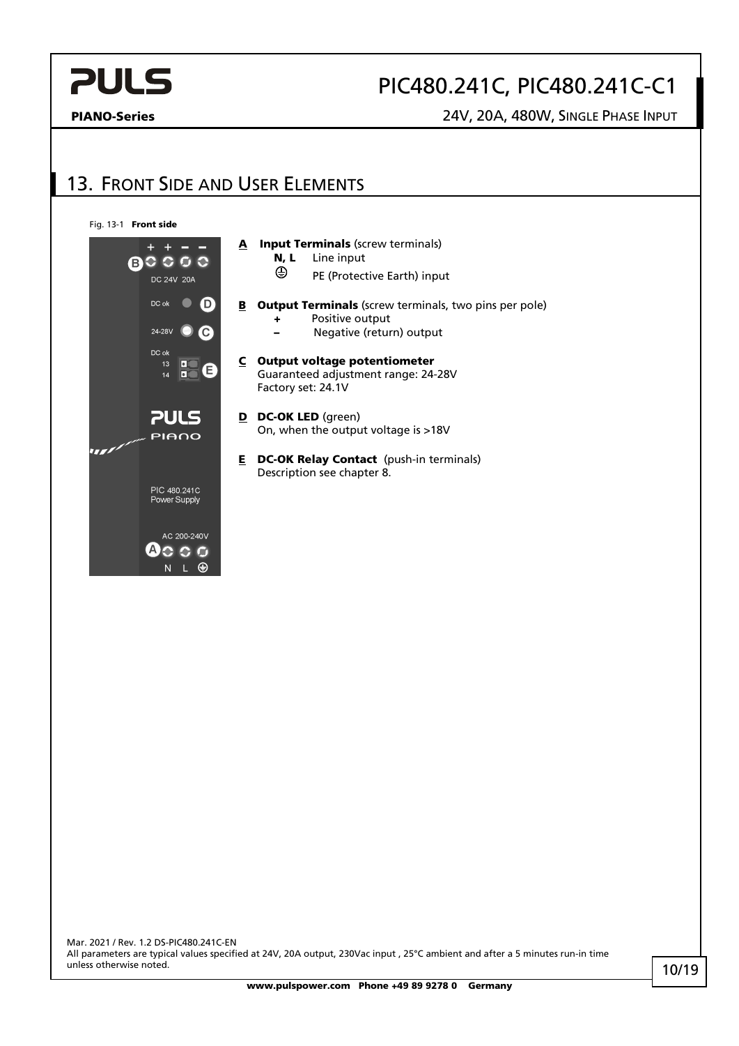## 13. Front Side and User Elements

Fig. 13-1 **Front side**

**A** **Input Terminals** (screw terminals)

- **N, L** Line input
- ⊕ PE (Protective Earth) input

**B** **Output Terminals** (screw terminals, two pins per pole)

- **+** Positive output
- **–** Negative (return) output

**C** **Output voltage potentiometer**
Guaranteed adjustment range: 24-28V
Factory set: 24.1V

**D** **DC-OK LED** (green)
On, when the output voltage is >18V

**E** **DC-OK Relay Contact** (push-in terminals)
Description see chapter 8.

Mar. 2021 / Rev. 1.2 DS-PIC480.241C-EN
All parameters are typical values specified at 24V, 20A output, 230Vac input , 25°C ambient and after a 5 minutes run-in time unless otherwise noted.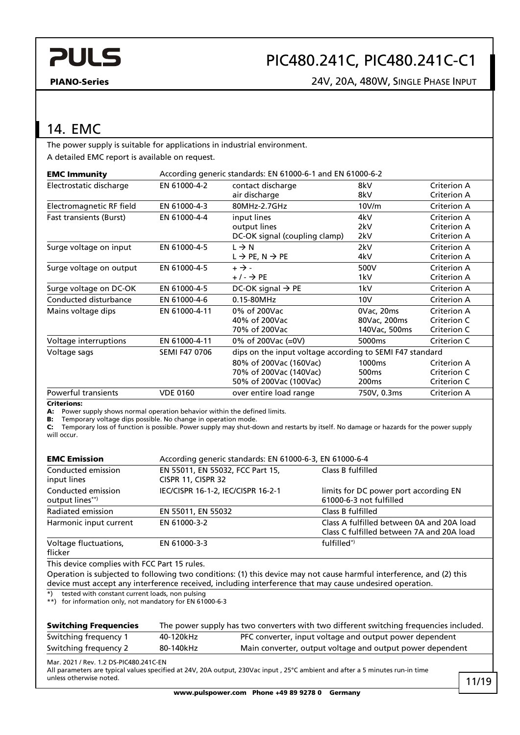## 14. EMC

The power supply is suitable for applications in industrial environment.
A detailed EMC report is available on request.

| **EMC Immunity** | According generic standards: EN 61000-6-1 and EN 61000-6-2 | | | |
|---|---|---|---|---|
| Electrostatic discharge | EN 61000-4-2 | contact discharge<br>air discharge | 8kV<br>8kV | Criterion A<br>Criterion A |
| Electromagnetic RF field | EN 61000-4-3 | 80MHz-2.7GHz | 10V/m | Criterion A |
| Fast transients (Burst) | EN 61000-4-4 | input lines<br>output lines<br>DC-OK signal (coupling clamp) | 4kV<br>2kV<br>2kV | Criterion A<br>Criterion A<br>Criterion A |
| Surge voltage on input | EN 61000-4-5 | L → N<br>L → PE, N → PE | 2kV<br>4kV | Criterion A<br>Criterion A |
| Surge voltage on output | EN 61000-4-5 | + → -<br>+ / - → PE | 500V<br>1kV | Criterion A<br>Criterion A |
| Surge voltage on DC-OK | EN 61000-4-5 | DC-OK signal → PE | 1kV | Criterion A |
| Conducted disturbance | EN 61000-4-6 | 0.15-80MHz | 10V | Criterion A |
| Mains voltage dips | EN 61000-4-11 | 0% of 200Vac<br>40% of 200Vac<br>70% of 200Vac | 0Vac, 20ms<br>80Vac, 200ms<br>140Vac, 500ms | Criterion A<br>Criterion C<br>Criterion C |
| Voltage interruptions | EN 61000-4-11 | 0% of 200Vac (=0V) | 5000ms | Criterion C |
| Voltage sags | SEMI F47 0706 | dips on the input voltage according to SEMI F47 standard<br>80% of 200Vac (160Vac)<br>70% of 200Vac (140Vac)<br>50% of 200Vac (100Vac) | <br>1000ms<br>500ms<br>200ms | <br>Criterion A<br>Criterion C<br>Criterion C |
| Powerful transients | VDE 0160 | over entire load range | 750V, 0.3ms | Criterion A |

**Criterions:**
**A:** Power supply shows normal operation behavior within the defined limits.
**B:** Temporary voltage dips possible. No change in operation mode.
**C:** Temporary loss of function is possible. Power supply may shut-down and restarts by itself. No damage or hazards for the power supply will occur.

| **EMC Emission** | According generic standards: EN 61000-6-3, EN 61000-6-4 | |
|---|---|---|
| Conducted emission input lines | EN 55011, EN 55032, FCC Part 15, CISPR 11, CISPR 32 | Class B fulfilled |
| Conducted emission output lines**) | IEC/CISPR 16-1-2, IEC/CISPR 16-2-1 | limits for DC power port according EN 61000-6-3 not fulfilled |
| Radiated emission | EN 55011, EN 55032 | Class B fulfilled |
| Harmonic input current | EN 61000-3-2 | Class A fulfilled between 0A and 20A load<br>Class C fulfilled between 7A and 20A load |
| Voltage fluctuations, flicker | EN 61000-3-3 | fulfilled*) |

This device complies with FCC Part 15 rules.

Operation is subjected to following two conditions: (1) this device may not cause harmful interference, and (2) this device must accept any interference received, including interference that may cause undesired operation.

*) tested with constant current loads, non pulsing
**) for information only, not mandatory for EN 61000-6-3

| **Switching Frequencies** | The power supply has two converters with two different switching frequencies included. | |
|---|---|---|
| Switching frequency 1 | 40-120kHz | PFC converter, input voltage and output power dependent |
| Switching frequency 2 | 80-140kHz | Main converter, output voltage and output power dependent |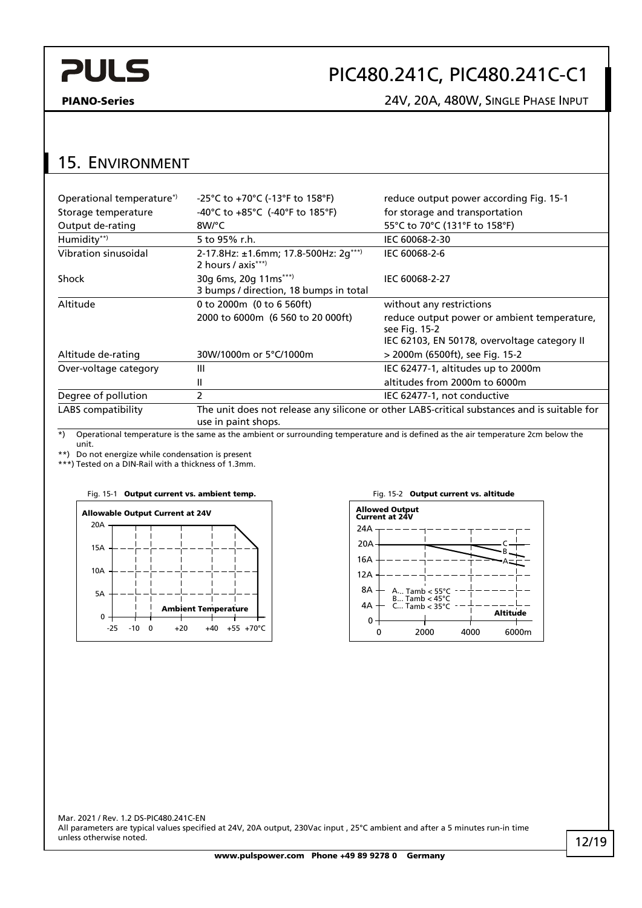## 15. Environment

| | | |
|---|---|---|
| Operational temperature*) | -25°C to +70°C (-13°F to 158°F) | reduce output power according Fig. 15-1 |
| Storage temperature | -40°C to +85°C (-40°F to 185°F) | for storage and transportation |
| Output de-rating | 8W/°C | 55°C to 70°C (131°F to 158°F) |
| Humidity**) | 5 to 95% r.h. | IEC 60068-2-30 |
| Vibration sinusoidal | 2-17.8Hz: ±1.6mm; 17.8-500Hz: 2g***) 2 hours / axis***) | IEC 60068-2-6 |
| Shock | 30g 6ms, 20g 11ms***) 3 bumps / direction, 18 bumps in total | IEC 60068-2-27 |
| Altitude | 0 to 2000m (0 to 6 560ft) | without any restrictions |
| | 2000 to 6000m (6 560 to 20 000ft) | reduce output power or ambient temperature, see Fig. 15-2 IEC 62103, EN 50178, overvoltage category II |
| Altitude de-rating | 30W/1000m or 5°C/1000m | > 2000m (6500ft), see Fig. 15-2 |
| Over-voltage category | III | IEC 62477-1, altitudes up to 2000m |
| | II | altitudes from 2000m to 6000m |
| Degree of pollution | 2 | IEC 62477-1, not conductive |
| LABS compatibility | The unit does not release any silicone or other LABS-critical substances and is suitable for use in paint shops. | |

*) Operational temperature is the same as the ambient or surrounding temperature and is defined as the air temperature 2cm below the unit.

**) Do not energize while condensation is present

***) Tested on a DIN-Rail with a thickness of 1.3mm.

Fig. 15-1 **Output current vs. ambient temp.**

Allowable Output Current at 24V

20A
15A
10A
5A
0
-25 -10 0 +20 +40 +55 +70°C
Ambient Temperature

Fig. 15-2 **Output current vs. altitude**

Allowed Output Current at 24V

24A
20A
16A
12A
8A
4A
0
0 2000 4000 6000m
Altitude
A... Tamb < 55°C
B... Tamb < 45°C
C... Tamb < 35°C
C
B
A

Mar. 2021 / Rev. 1.2 DS-PIC480.241C-EN

All parameters are typical values specified at 24V, 20A output, 230Vac input , 25°C ambient and after a 5 minutes run-in time unless otherwise noted.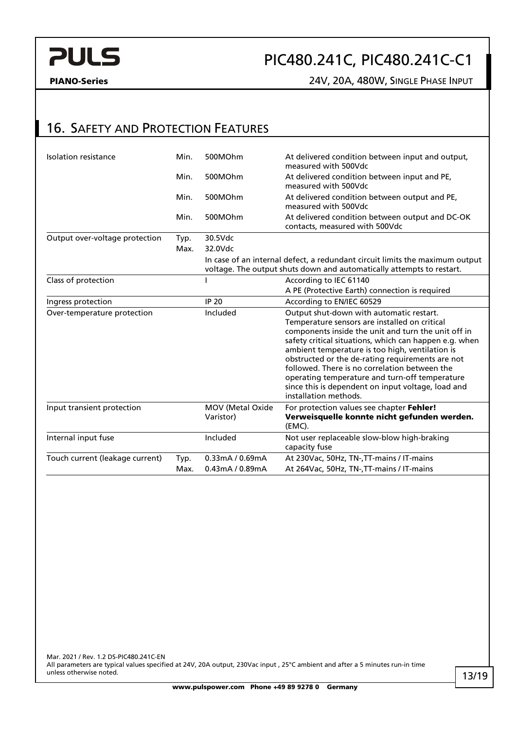## 16. Safety and Protection Features

| | | | |
|---|---|---|---|
| Isolation resistance | Min. | 500MOhm | At delivered condition between input and output, measured with 500Vdc |
| | Min. | 500MOhm | At delivered condition between input and PE, measured with 500Vdc |
| | Min. | 500MOhm | At delivered condition between output and PE, measured with 500Vdc |
| | Min. | 500MOhm | At delivered condition between output and DC-OK contacts, measured with 500Vdc |
| Output over-voltage protection | Typ. | 30.5Vdc | |
| | Max. | 32.0Vdc | |
| | | In case of an internal defect, a redundant circuit limits the maximum output voltage. The output shuts down and automatically attempts to restart. | |
| Class of protection | | I | According to IEC 61140<br>A PE (Protective Earth) connection is required |
| Ingress protection | | IP 20 | According to EN/IEC 60529 |
| Over-temperature protection | | Included | Output shut-down with automatic restart. Temperature sensors are installed on critical components inside the unit and turn the unit off in safety critical situations, which can happen e.g. when ambient temperature is too high, ventilation is obstructed or the de-rating requirements are not followed. There is no correlation between the operating temperature and turn-off temperature since this is dependent on input voltage, load and installation methods. |
| Input transient protection | | MOV (Metal Oxide Varistor) | For protection values see chapter **Fehler! Verweisquelle konnte nicht gefunden werden.** (EMC). |
| Internal input fuse | | Included | Not user replaceable slow-blow high-braking capacity fuse |
| Touch current (leakage current) | Typ. | 0.33mA / 0.69mA | At 230Vac, 50Hz, TN-,TT-mains / IT-mains |
| | Max. | 0.43mA / 0.89mA | At 264Vac, 50Hz, TN-,TT-mains / IT-mains |

Mar. 2021 / Rev. 1.2 DS-PIC480.241C-EN
All parameters are typical values specified at 24V, 20A output, 230Vac input , 25°C ambient and after a 5 minutes run-in time unless otherwise noted.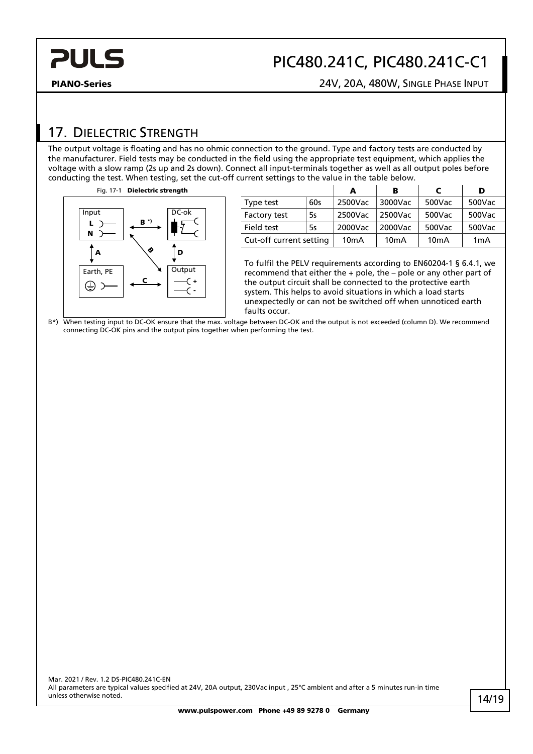## 17. Dielectric Strength

The output voltage is floating and has no ohmic connection to the ground. Type and factory tests are conducted by the manufacturer. Field tests may be conducted in the field using the appropriate test equipment, which applies the voltage with a slow ramp (2s up and 2s down). Connect all input-terminals together as well as all output poles before conducting the test. When testing, set the cut-off current settings to the value in the table below.

Fig. 17-1 **Dielectric strength**

Input
L
N
B *)
DC-ok
A
B
D
Earth, PE
C
Output
+
-

| | | A | B | C | D |
|---|---|---|---|---|---|
| Type test | 60s | 2500Vac | 3000Vac | 500Vac | 500Vac |
| Factory test | 5s | 2500Vac | 2500Vac | 500Vac | 500Vac |
| Field test | 5s | 2000Vac | 2000Vac | 500Vac | 500Vac |
| Cut-off current setting | | 10mA | 10mA | 10mA | 1mA |

To fulfil the PELV requirements according to EN60204-1 § 6.4.1, we recommend that either the + pole, the – pole or any other part of the output circuit shall be connected to the protective earth system. This helps to avoid situations in which a load starts unexpectedly or can not be switched off when unnoticed earth faults occur.

B*) When testing input to DC-OK ensure that the max. voltage between DC-OK and the output is not exceeded (column D). We recommend connecting DC-OK pins and the output pins together when performing the test.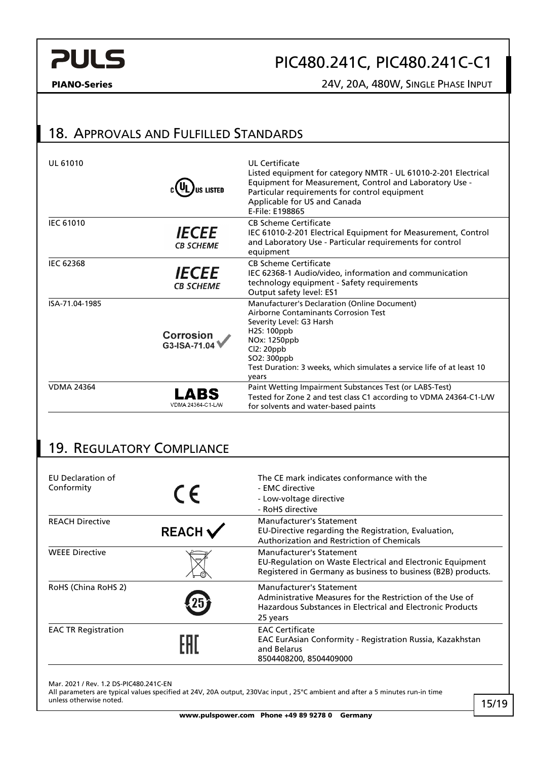## 18. Approvals and Fulfilled Standards

| | | |
|---|---|---|
| UL 61010 | c UL US LISTED | UL Certificate<br>Listed equipment for category NMTR - UL 61010-2-201 Electrical Equipment for Measurement, Control and Laboratory Use - Particular requirements for control equipment<br>Applicable for US and Canada<br>E-File: E198865 |
| IEC 61010 | IECEE CB SCHEME | CB Scheme Certificate<br>IEC 61010-2-201 Electrical Equipment for Measurement, Control and Laboratory Use - Particular requirements for control equipment |
| IEC 62368 | IECEE CB SCHEME | CB Scheme Certificate<br>IEC 62368-1 Audio/video, information and communication technology equipment - Safety requirements<br>Output safety level: ES1 |
| ISA-71.04-1985 | Corrosion G3-ISA-71.04 | Manufacturer's Declaration (Online Document)<br>Airborne Contaminants Corrosion Test<br>Severity Level: G3 Harsh<br>$H_2S$: 100ppb<br>$NO_x$: 1250ppb<br>$Cl_2$: 20ppb<br>$SO_2$: 300ppb<br>Test Duration: 3 weeks, which simulates a service life of at least 10 years |
| VDMA 24364 | LABS VDMA 24364-C1-L/W | Paint Wetting Impairment Substances Test (or LABS-Test)<br>Tested for Zone 2 and test class C1 according to VDMA 24364-C1-L/W for solvents and water-based paints |

## 19. Regulatory Compliance

| | | |
|---|---|---|
| EU Declaration of Conformity | CE | The CE mark indicates conformance with the<br>- EMC directive<br>- Low-voltage directive<br>- RoHS directive |
| REACH Directive | REACH ✓ | Manufacturer's Statement<br>EU-Directive regarding the Registration, Evaluation, Authorization and Restriction of Chemicals |
| WEEE Directive | | Manufacturer's Statement<br>EU-Regulation on Waste Electrical and Electronic Equipment<br>Registered in Germany as business to business (B2B) products. |
| RoHS (China RoHS 2) | 25 | Manufacturer's Statement<br>Administrative Measures for the Restriction of the Use of Hazardous Substances in Electrical and Electronic Products<br>25 years |
| EAC TR Registration | EAC | EAC Certificate<br>EAC EurAsian Conformity - Registration Russia, Kazakhstan and Belarus<br>8504408200, 8504409000 |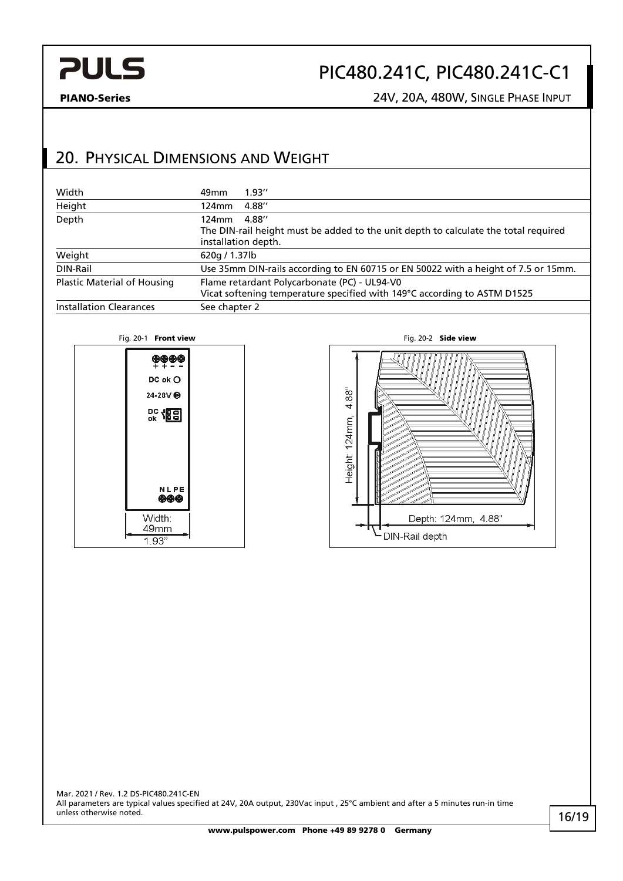## 20. Physical Dimensions and Weight

| | |
|---|---|
| Width | 49mm 1.93'' |
| Height | 124mm 4.88'' |
| Depth | 124mm 4.88''<br>The DIN-rail height must be added to the unit depth to calculate the total required installation depth. |
| Weight | 620g / 1.37lb |
| DIN-Rail | Use 35mm DIN-rails according to EN 60715 or EN 50022 with a height of 7.5 or 15mm. |
| Plastic Material of Housing | Flame retardant Polycarbonate (PC) - UL94-V0<br>Vicat softening temperature specified with 149°C according to ASTM D1525 |
| Installation Clearances | See chapter 2 |

Fig. 20-1 **Front view**

+ + - -
DC ok
24-28V
DC ok
N L PE
Width: 49mm 1.93"

Fig. 20-2 **Side view**

Height: 124mm, 4.88"
Depth: 124mm, 4.88"
DIN-Rail depth

Mar. 2021 / Rev. 1.2 DS-PIC480.241C-EN
All parameters are typical values specified at 24V, 20A output, 230Vac input , 25°C ambient and after a 5 minutes run-in time unless otherwise noted.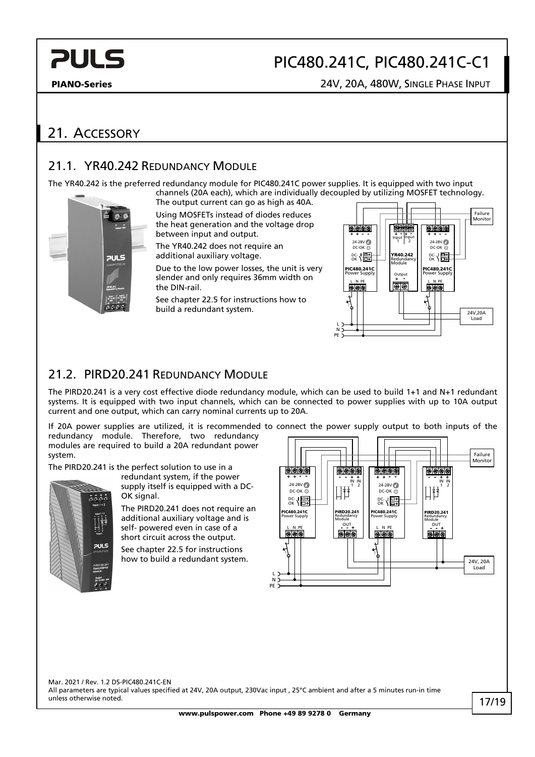# 21. Accessory

## 21.1. YR40.242 Redundancy Module

The YR40.242 is the preferred redundancy module for PIC480.241C power supplies. It is equipped with two input channels (20A each), which are individually decoupled by utilizing MOSFET technology. The output current can go as high as 40A.

Using MOSFETs instead of diodes reduces the heat generation and the voltage drop between input and output.

The YR40.242 does not require an additional auxiliary voltage.

Due to the low power losses, the unit is very slender and only requires 36mm width on the DIN-rail.

See chapter 22.5 for instructions how to build a redundant system.

## 21.2. PIRD20.241 Redundancy Module

The PIRD20.241 is a very cost effective diode redundancy module, which can be used to build 1+1 and N+1 redundant systems. It is equipped with two input channels, which can be connected to power supplies with up to 10A output current and one output, which can carry nominal currents up to 20A.

If 20A power supplies are utilized, it is recommended to connect the power supply output to both inputs of the redundancy module. Therefore, two redundancy modules are required to build a 20A redundant power system.

The PIRD20.241 is the perfect solution to use in a redundant system, if the power supply itself is equipped with a DC-OK signal.

The PIRD20.241 does not require an additional auxiliary voltage and is self- powered even in case of a short circuit across the output.

See chapter 22.5 for instructions how to build a redundant system.

Mar. 2021 / Rev. 1.2 DS-PIC480.241C-EN

All parameters are typical values specified at 24V, 20A output, 230Vac input , 25°C ambient and after a 5 minutes run-in time unless otherwise noted.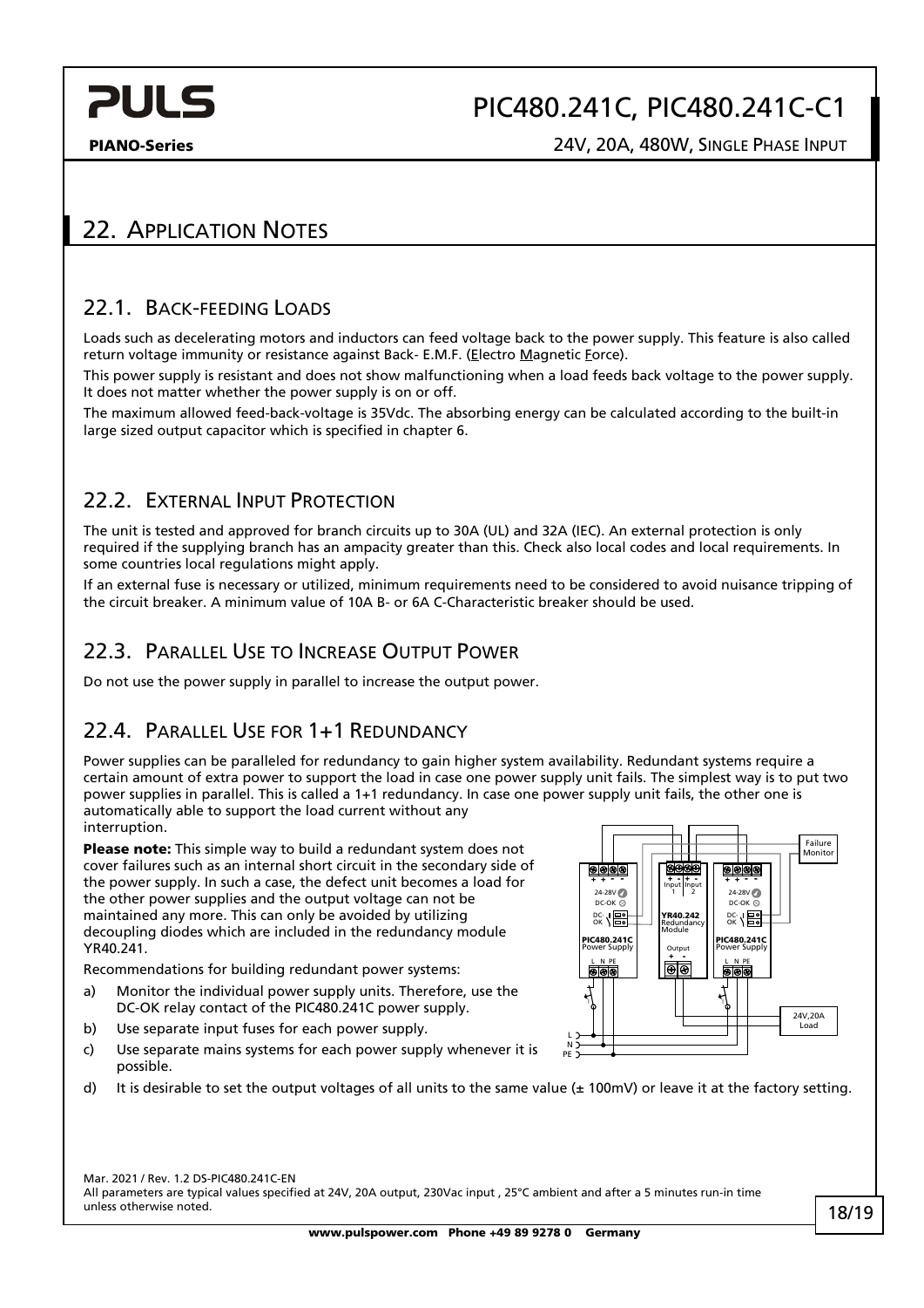# 22. Application Notes

## 22.1. Back-feeding Loads

Loads such as decelerating motors and inductors can feed voltage back to the power supply. This feature is also called return voltage immunity or resistance against Back- E.M.F. (Electro Magnetic Force).

This power supply is resistant and does not show malfunctioning when a load feeds back voltage to the power supply. It does not matter whether the power supply is on or off.

The maximum allowed feed-back-voltage is 35Vdc. The absorbing energy can be calculated according to the built-in large sized output capacitor which is specified in chapter 6.

## 22.2. External Input Protection

The unit is tested and approved for branch circuits up to 30A (UL) and 32A (IEC). An external protection is only required if the supplying branch has an ampacity greater than this. Check also local codes and local requirements. In some countries local regulations might apply.

If an external fuse is necessary or utilized, minimum requirements need to be considered to avoid nuisance tripping of the circuit breaker. A minimum value of 10A B- or 6A C-Characteristic breaker should be used.

## 22.3. Parallel Use to Increase Output Power

Do not use the power supply in parallel to increase the output power.

## 22.4. Parallel Use for 1+1 Redundancy

Power supplies can be paralleled for redundancy to gain higher system availability. Redundant systems require a certain amount of extra power to support the load in case one power supply unit fails. The simplest way is to put two power supplies in parallel. This is called a 1+1 redundancy. In case one power supply unit fails, the other one is automatically able to support the load current without any interruption.

**Please note:** This simple way to build a redundant system does not cover failures such as an internal short circuit in the secondary side of the power supply. In such a case, the defect unit becomes a load for the other power supplies and the output voltage can not be maintained any more. This can only be avoided by utilizing decoupling diodes which are included in the redundancy module YR40.241.

Failure Monitor
24-28V
DC-OK
DC-OK
PIC480.241C
Power Supply
L N PE
Input 1
Input 2
YR40.242
Redundancy Module
Output
PIC480.241C
Power Supply
24V,20A Load
L
N
PE

Recommendations for building redundant power systems:

a) Monitor the individual power supply units. Therefore, use the DC-OK relay contact of the PIC480.241C power supply.
b) Use separate input fuses for each power supply.
c) Use separate mains systems for each power supply whenever it is possible.
d) It is desirable to set the output voltages of all units to the same value (± 100mV) or leave it at the factory setting.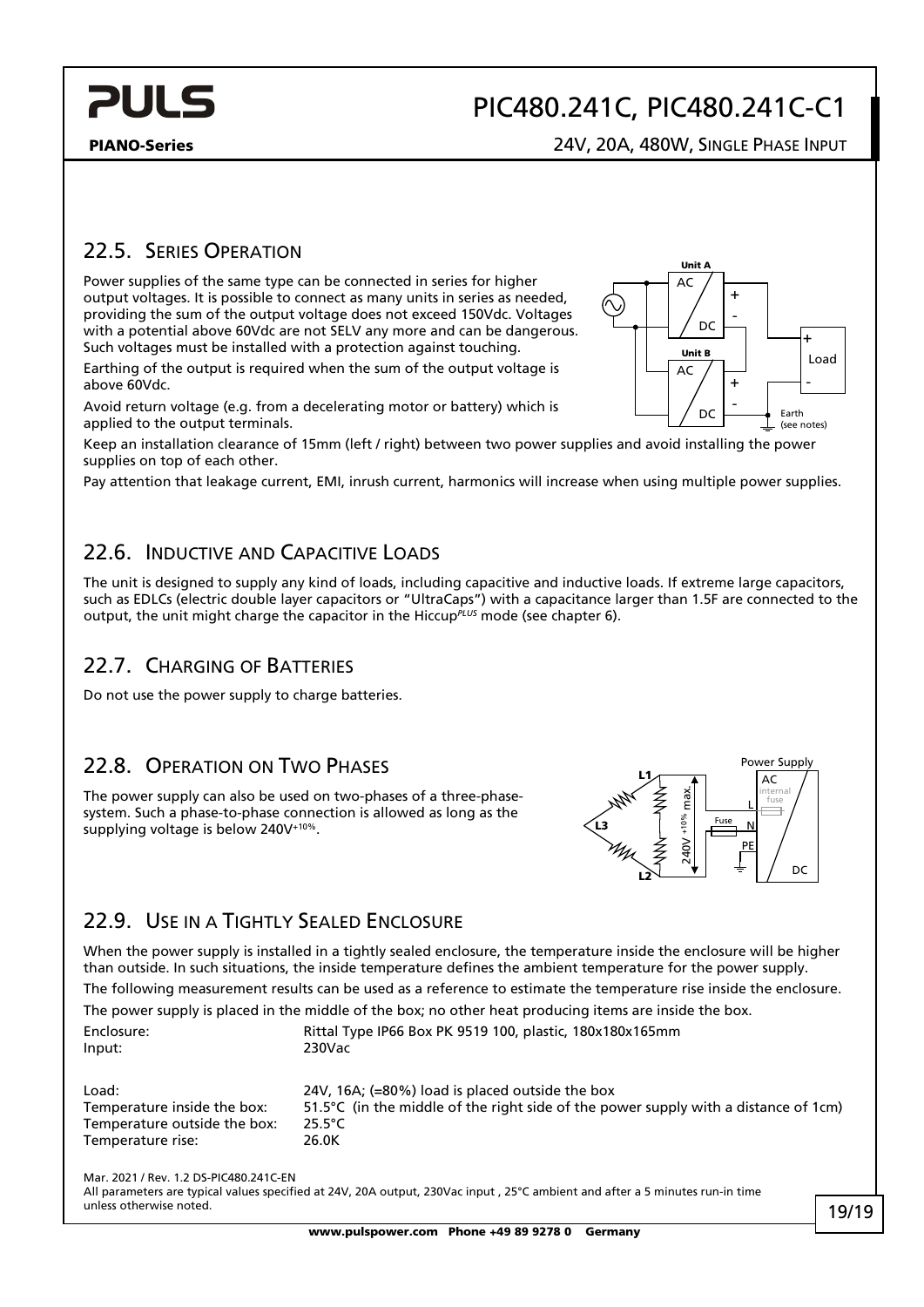## 22.5. Series Operation

Power supplies of the same type can be connected in series for higher output voltages. It is possible to connect as many units in series as needed, providing the sum of the output voltage does not exceed 150Vdc. Voltages with a potential above 60Vdc are not SELV any more and can be dangerous. Such voltages must be installed with a protection against touching.

Earthing of the output is required when the sum of the output voltage is above 60Vdc.

Avoid return voltage (e.g. from a decelerating motor or battery) which is applied to the output terminals.

Unit A
AC
DC
+
-
Unit B
AC
DC
+
-
Load
+
-
Earth
(see notes)

Keep an installation clearance of 15mm (left / right) between two power supplies and avoid installing the power supplies on top of each other.

Pay attention that leakage current, EMI, inrush current, harmonics will increase when using multiple power supplies.

## 22.6. Inductive and Capacitive Loads

The unit is designed to supply any kind of loads, including capacitive and inductive loads. If extreme large capacitors, such as EDLCs (electric double layer capacitors or "UltraCaps") with a capacitance larger than 1.5F are connected to the output, the unit might charge the capacitor in the Hiccup*PLUS* mode (see chapter 6).

## 22.7. Charging of Batteries

Do not use the power supply to charge batteries.

## 22.8. Operation on Two Phases

The power supply can also be used on two-phases of a three-phase-system. Such a phase-to-phase connection is allowed as long as the supplying voltage is below $240V^{+10\%}$.

L1
L2
L3
240V +10% max.
Fuse
Power Supply
AC
DC
internal fuse
L
N
PE

## 22.9. Use in a Tightly Sealed Enclosure

When the power supply is installed in a tightly sealed enclosure, the temperature inside the enclosure will be higher than outside. In such situations, the inside temperature defines the ambient temperature for the power supply.

The following measurement results can be used as a reference to estimate the temperature rise inside the enclosure.

The power supply is placed in the middle of the box; no other heat producing items are inside the box.

| | |
|---|---|
| Enclosure: | Rittal Type IP66 Box PK 9519 100, plastic, 180x180x165mm |
| Input: | 230Vac |
| | |
| Load: | 24V, 16A; (=80%) load is placed outside the box |
| Temperature inside the box: | 51.5°C (in the middle of the right side of the power supply with a distance of 1cm) |
| Temperature outside the box: | 25.5°C |
| Temperature rise: | 26.0K |